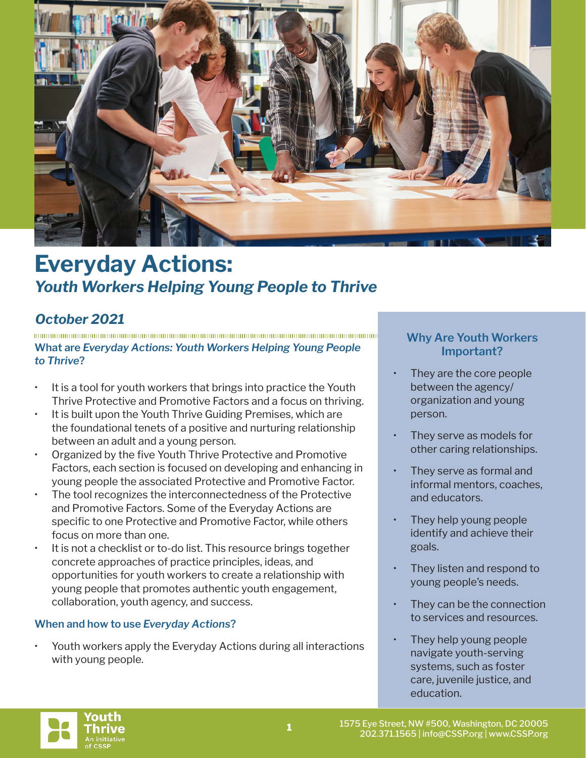# Everyday Actions:
## *Youth Workers Helping Young People to Thrive*

### *October 2021*

**What are *Everyday Actions: Youth Workers Helping Young People to Thrive*?**

- It is a tool for youth workers that brings into practice the Youth Thrive Protective and Promotive Factors and a focus on thriving.
- It is built upon the Youth Thrive Guiding Premises, which are the foundational tenets of a positive and nurturing relationship between an adult and a young person.
- Organized by the five Youth Thrive Protective and Promotive Factors, each section is focused on developing and enhancing in young people the associated Protective and Promotive Factor.
- The tool recognizes the interconnectedness of the Protective and Promotive Factors. Some of the Everyday Actions are specific to one Protective and Promotive Factor, while others focus on more than one.
- It is not a checklist or to-do list. This resource brings together concrete approaches of practice principles, ideas, and opportunities for youth workers to create a relationship with young people that promotes authentic youth engagement, collaboration, youth agency, and success.

**When and how to use *Everyday Actions*?**

- Youth workers apply the Everyday Actions during all interactions with young people.

**Why Are Youth Workers Important?**

- They are the core people between the agency/organization and young person.
- They serve as models for other caring relationships.
- They serve as formal and informal mentors, coaches, and educators.
- They help young people identify and achieve their goals.
- They listen and respond to young people's needs.
- They can be the connection to services and resources.
- They help young people navigate youth-serving systems, such as foster care, juvenile justice, and education.

Youth Thrive
An initiative of CSSP

1575 Eye Street, NW #500, Washington, DC 20005
202.371.1565 | info@CSSP.org | www.CSSP.org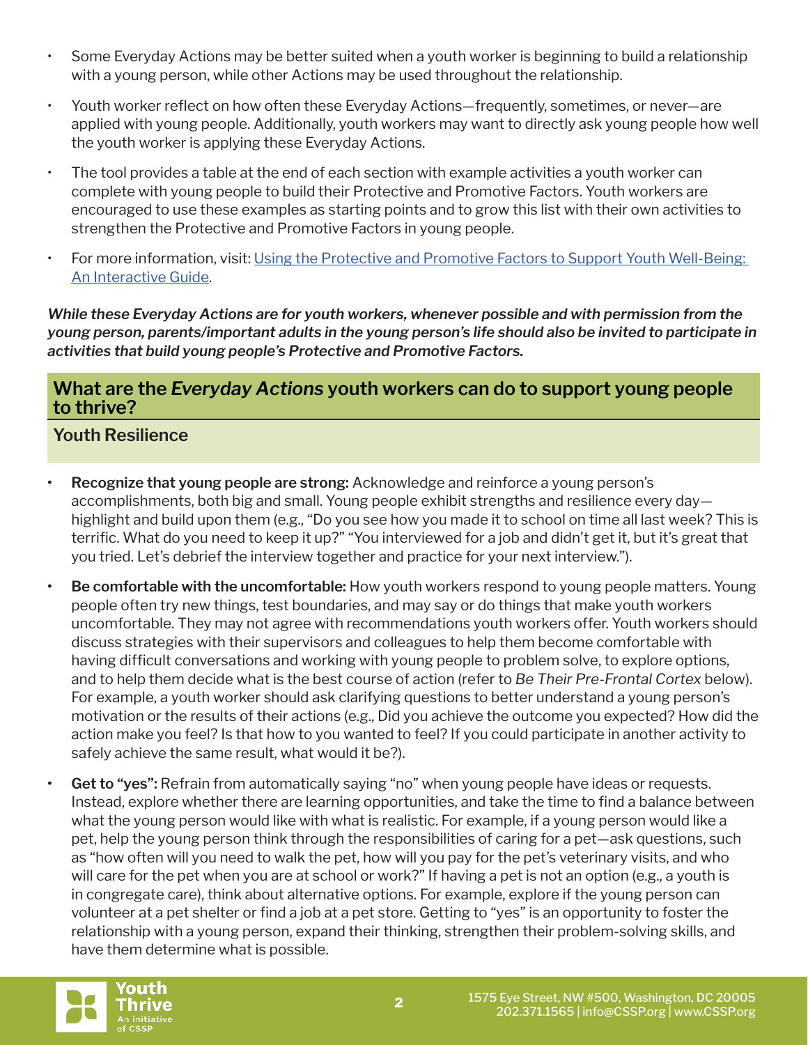- Some Everyday Actions may be better suited when a youth worker is beginning to build a relationship with a young person, while other Actions may be used throughout the relationship.
- Youth worker reflect on how often these Everyday Actions—frequently, sometimes, or never—are applied with young people. Additionally, youth workers may want to directly ask young people how well the youth worker is applying these Everyday Actions.
- The tool provides a table at the end of each section with example activities a youth worker can complete with young people to build their Protective and Promotive Factors. Youth workers are encouraged to use these examples as starting points and to grow this list with their own activities to strengthen the Protective and Promotive Factors in young people.
- For more information, visit: [Using the Protective and Promotive Factors to Support Youth Well-Being: An Interactive Guide](#).

***While these Everyday Actions are for youth workers, whenever possible and with permission from the young person, parents/important adults in the young person's life should also be invited to participate in activities that build young people's Protective and Promotive Factors.***

## What are the *Everyday Actions* youth workers can do to support young people to thrive?

### Youth Resilience

- **Recognize that young people are strong:** Acknowledge and reinforce a young person's accomplishments, both big and small. Young people exhibit strengths and resilience every day—highlight and build upon them (e.g., "Do you see how you made it to school on time all last week? This is terrific. What do you need to keep it up?" "You interviewed for a job and didn't get it, but it's great that you tried. Let's debrief the interview together and practice for your next interview.").
- **Be comfortable with the uncomfortable:** How youth workers respond to young people matters. Young people often try new things, test boundaries, and may say or do things that make youth workers uncomfortable. They may not agree with recommendations youth workers offer. Youth workers should discuss strategies with their supervisors and colleagues to help them become comfortable with having difficult conversations and working with young people to problem solve, to explore options, and to help them decide what is the best course of action (refer to *Be Their Pre-Frontal Cortex* below). For example, a youth worker should ask clarifying questions to better understand a young person's motivation or the results of their actions (e.g., Did you achieve the outcome you expected? How did the action make you feel? Is that how to you wanted to feel? If you could participate in another activity to safely achieve the same result, what would it be?).
- **Get to "yes":** Refrain from automatically saying "no" when young people have ideas or requests. Instead, explore whether there are learning opportunities, and take the time to find a balance between what the young person would like with what is realistic. For example, if a young person would like a pet, help the young person think through the responsibilities of caring for a pet—ask questions, such as "how often will you need to walk the pet, how will you pay for the pet's veterinary visits, and who will care for the pet when you are at school or work?" If having a pet is not an option (e.g., a youth is in congregate care), think about alternative options. For example, explore if the young person can volunteer at a pet shelter or find a job at a pet store. Getting to "yes" is an opportunity to foster the relationship with a young person, expand their thinking, strengthen their problem-solving skills, and have them determine what is possible.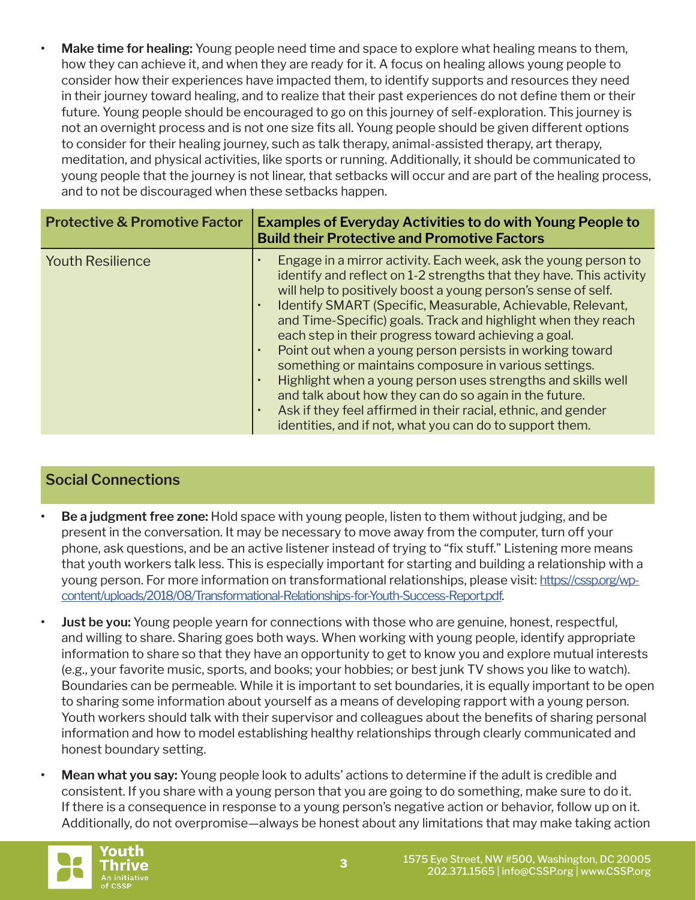- **Make time for healing:** Young people need time and space to explore what healing means to them, how they can achieve it, and when they are ready for it. A focus on healing allows young people to consider how their experiences have impacted them, to identify supports and resources they need in their journey toward healing, and to realize that their past experiences do not define them or their future. Young people should be encouraged to go on this journey of self-exploration. This journey is not an overnight process and is not one size fits all. Young people should be given different options to consider for their healing journey, such as talk therapy, animal-assisted therapy, art therapy, meditation, and physical activities, like sports or running. Additionally, it should be communicated to young people that the journey is not linear, that setbacks will occur and are part of the healing process, and to not be discouraged when these setbacks happen.

| Protective & Promotive Factor | Examples of Everyday Activities to do with Young People to Build their Protective and Promotive Factors |
|---|---|
| Youth Resilience | • Engage in a mirror activity. Each week, ask the young person to identify and reflect on 1-2 strengths that they have. This activity will help to positively boost a young person's sense of self.<br>• Identify SMART (Specific, Measurable, Achievable, Relevant, and Time-Specific) goals. Track and highlight when they reach each step in their progress toward achieving a goal.<br>• Point out when a young person persists in working toward something or maintains composure in various settings.<br>• Highlight when a young person uses strengths and skills well and talk about how they can do so again in the future.<br>• Ask if they feel affirmed in their racial, ethnic, and gender identities, and if not, what you can do to support them. |

## Social Connections

- **Be a judgment free zone:** Hold space with young people, listen to them without judging, and be present in the conversation. It may be necessary to move away from the computer, turn off your phone, ask questions, and be an active listener instead of trying to "fix stuff." Listening more means that youth workers talk less. This is especially important for starting and building a relationship with a young person. For more information on transformational relationships, please visit: https://cssp.org/wp-content/uploads/2018/08/Transformational-Relationships-for-Youth-Success-Report.pdf.
- **Just be you:** Young people yearn for connections with those who are genuine, honest, respectful, and willing to share. Sharing goes both ways. When working with young people, identify appropriate information to share so that they have an opportunity to get to know you and explore mutual interests (e.g., your favorite music, sports, and books; your hobbies; or best junk TV shows you like to watch). Boundaries can be permeable. While it is important to set boundaries, it is equally important to be open to sharing some information about yourself as a means of developing rapport with a young person. Youth workers should talk with their supervisor and colleagues about the benefits of sharing personal information and how to model establishing healthy relationships through clearly communicated and honest boundary setting.
- **Mean what you say:** Young people look to adults' actions to determine if the adult is credible and consistent. If you share with a young person that you are going to do something, make sure to do it. If there is a consequence in response to a young person's negative action or behavior, follow up on it. Additionally, do not overpromise—always be honest about any limitations that may make taking action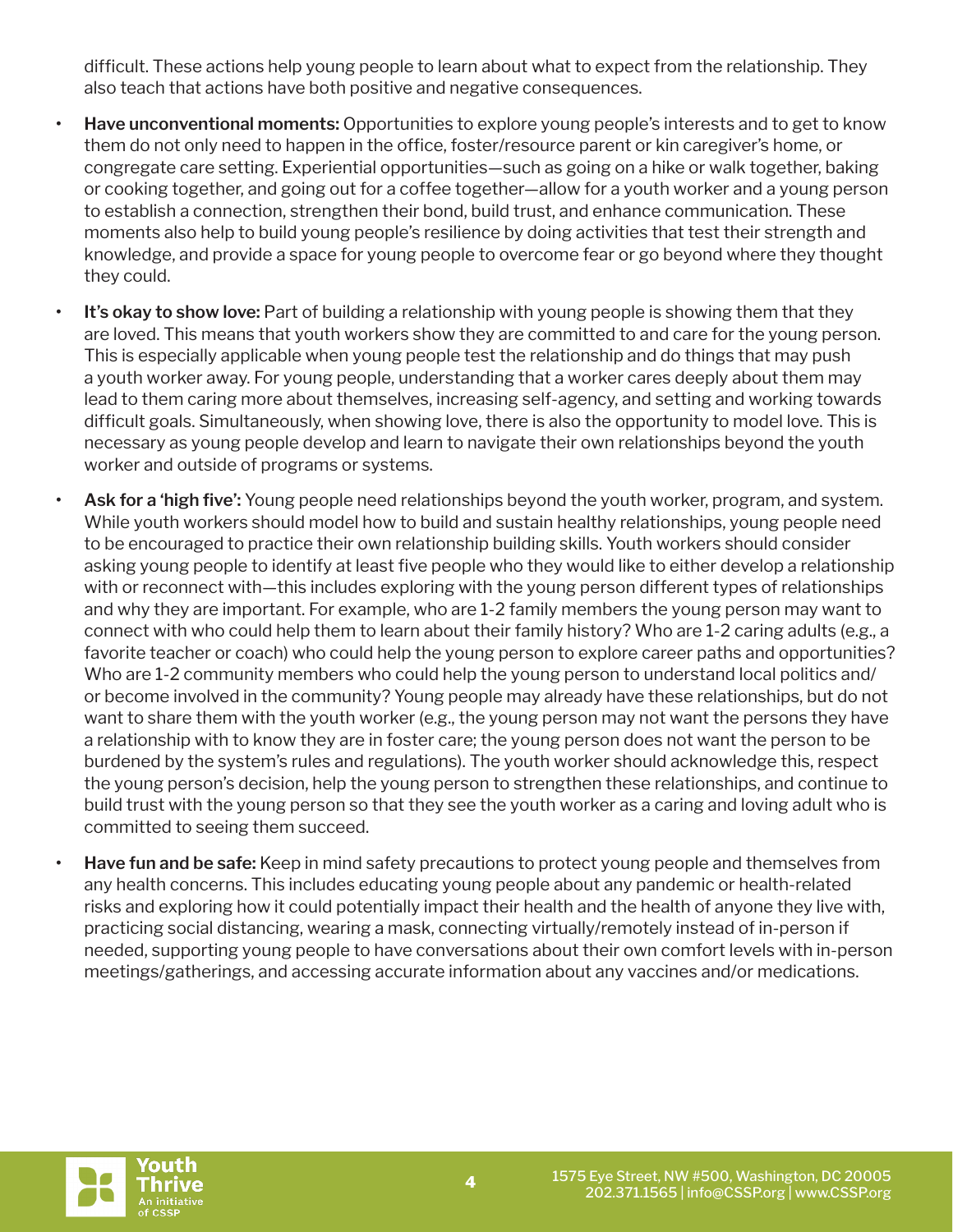difficult. These actions help young people to learn about what to expect from the relationship. They also teach that actions have both positive and negative consequences.

- **Have unconventional moments:** Opportunities to explore young people's interests and to get to know them do not only need to happen in the office, foster/resource parent or kin caregiver's home, or congregate care setting. Experiential opportunities—such as going on a hike or walk together, baking or cooking together, and going out for a coffee together—allow for a youth worker and a young person to establish a connection, strengthen their bond, build trust, and enhance communication. These moments also help to build young people's resilience by doing activities that test their strength and knowledge, and provide a space for young people to overcome fear or go beyond where they thought they could.
- **It's okay to show love:** Part of building a relationship with young people is showing them that they are loved. This means that youth workers show they are committed to and care for the young person. This is especially applicable when young people test the relationship and do things that may push a youth worker away. For young people, understanding that a worker cares deeply about them may lead to them caring more about themselves, increasing self-agency, and setting and working towards difficult goals. Simultaneously, when showing love, there is also the opportunity to model love. This is necessary as young people develop and learn to navigate their own relationships beyond the youth worker and outside of programs or systems.
- **Ask for a 'high five':** Young people need relationships beyond the youth worker, program, and system. While youth workers should model how to build and sustain healthy relationships, young people need to be encouraged to practice their own relationship building skills. Youth workers should consider asking young people to identify at least five people who they would like to either develop a relationship with or reconnect with—this includes exploring with the young person different types of relationships and why they are important. For example, who are 1-2 family members the young person may want to connect with who could help them to learn about their family history? Who are 1-2 caring adults (e.g., a favorite teacher or coach) who could help the young person to explore career paths and opportunities? Who are 1-2 community members who could help the young person to understand local politics and/or become involved in the community? Young people may already have these relationships, but do not want to share them with the youth worker (e.g., the young person may not want the persons they have a relationship with to know they are in foster care; the young person does not want the person to be burdened by the system's rules and regulations). The youth worker should acknowledge this, respect the young person's decision, help the young person to strengthen these relationships, and continue to build trust with the young person so that they see the youth worker as a caring and loving adult who is committed to seeing them succeed.
- **Have fun and be safe:** Keep in mind safety precautions to protect young people and themselves from any health concerns. This includes educating young people about any pandemic or health-related risks and exploring how it could potentially impact their health and the health of anyone they live with, practicing social distancing, wearing a mask, connecting virtually/remotely instead of in-person if needed, supporting young people to have conversations about their own comfort levels with in-person meetings/gatherings, and accessing accurate information about any vaccines and/or medications.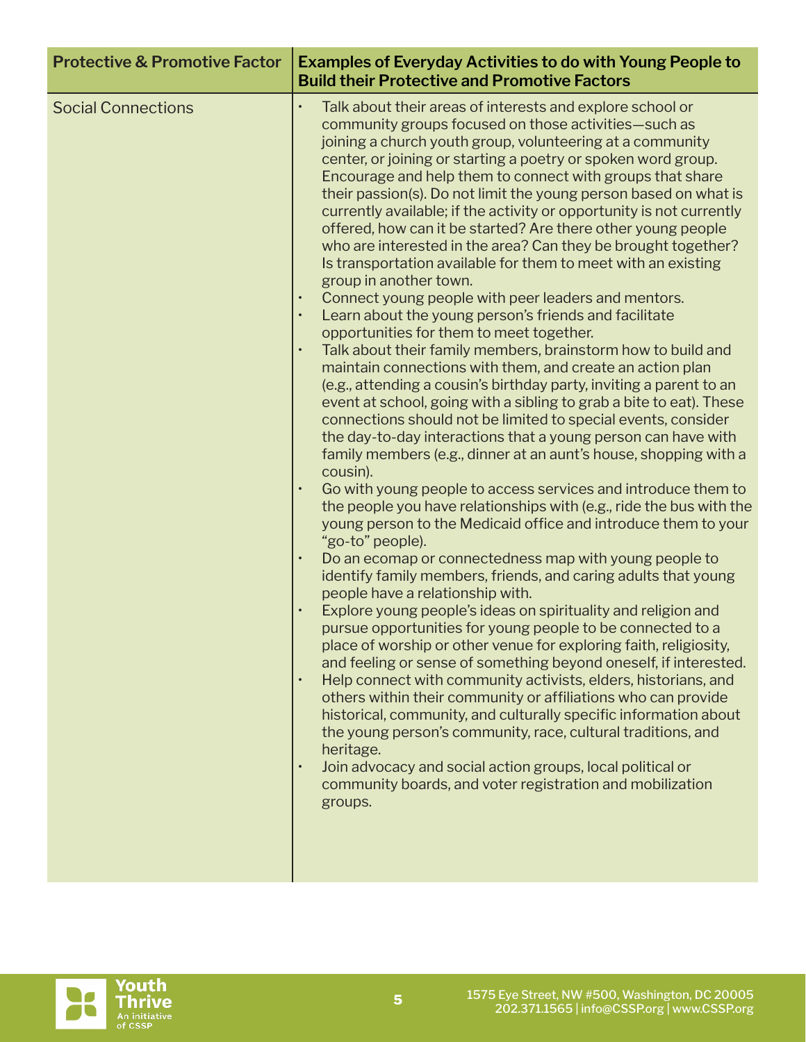| Protective & Promotive Factor | Examples of Everyday Activities to do with Young People to Build their Protective and Promotive Factors |
| --- | --- |
| Social Connections | • Talk about their areas of interests and explore school or community groups focused on those activities—such as joining a church youth group, volunteering at a community center, or joining or starting a poetry or spoken word group. Encourage and help them to connect with groups that share their passion(s). Do not limit the young person based on what is currently available; if the activity or opportunity is not currently offered, how can it be started? Are there other young people who are interested in the area? Can they be brought together? Is transportation available for them to meet with an existing group in another town.<br>• Connect young people with peer leaders and mentors.<br>• Learn about the young person's friends and facilitate opportunities for them to meet together.<br>• Talk about their family members, brainstorm how to build and maintain connections with them, and create an action plan (e.g., attending a cousin's birthday party, inviting a parent to an event at school, going with a sibling to grab a bite to eat). These connections should not be limited to special events, consider the day-to-day interactions that a young person can have with family members (e.g., dinner at an aunt's house, shopping with a cousin).<br>• Go with young people to access services and introduce them to the people you have relationships with (e.g., ride the bus with the young person to the Medicaid office and introduce them to your "go-to" people).<br>• Do an ecomap or connectedness map with young people to identify family members, friends, and caring adults that young people have a relationship with.<br>• Explore young people's ideas on spirituality and religion and pursue opportunities for young people to be connected to a place of worship or other venue for exploring faith, religiosity, and feeling or sense of something beyond oneself, if interested.<br>• Help connect with community activists, elders, historians, and others within their community or affiliations who can provide historical, community, and culturally specific information about the young person's community, race, cultural traditions, and heritage.<br>• Join advocacy and social action groups, local political or community boards, and voter registration and mobilization groups. |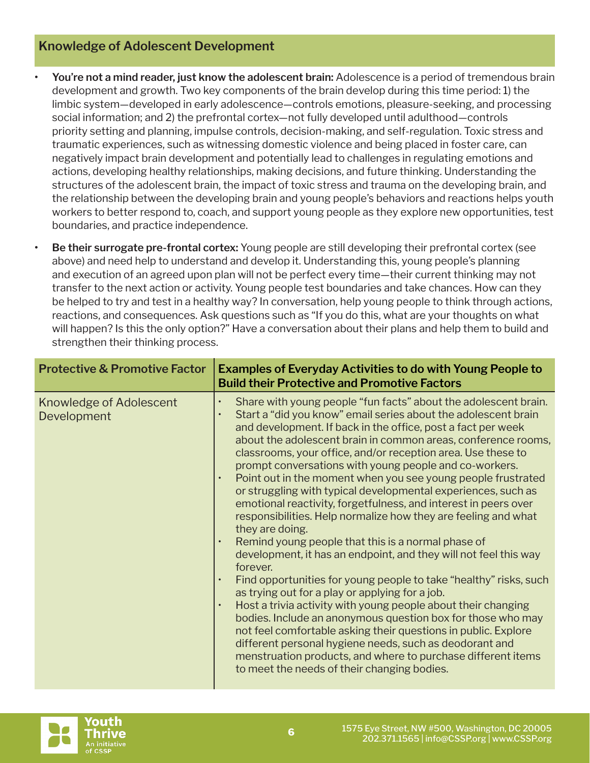## Knowledge of Adolescent Development

- **You're not a mind reader, just know the adolescent brain:** Adolescence is a period of tremendous brain development and growth. Two key components of the brain develop during this time period: 1) the limbic system—developed in early adolescence—controls emotions, pleasure-seeking, and processing social information; and 2) the prefrontal cortex—not fully developed until adulthood—controls priority setting and planning, impulse controls, decision-making, and self-regulation. Toxic stress and traumatic experiences, such as witnessing domestic violence and being placed in foster care, can negatively impact brain development and potentially lead to challenges in regulating emotions and actions, developing healthy relationships, making decisions, and future thinking. Understanding the structures of the adolescent brain, the impact of toxic stress and trauma on the developing brain, and the relationship between the developing brain and young people's behaviors and reactions helps youth workers to better respond to, coach, and support young people as they explore new opportunities, test boundaries, and practice independence.
- **Be their surrogate pre-frontal cortex:** Young people are still developing their prefrontal cortex (see above) and need help to understand and develop it. Understanding this, young people's planning and execution of an agreed upon plan will not be perfect every time—their current thinking may not transfer to the next action or activity. Young people test boundaries and take chances. How can they be helped to try and test in a healthy way? In conversation, help young people to think through actions, reactions, and consequences. Ask questions such as "If you do this, what are your thoughts on what will happen? Is this the only option?" Have a conversation about their plans and help them to build and strengthen their thinking process.

| Protective & Promotive Factor | Examples of Everyday Activities to do with Young People to Build their Protective and Promotive Factors |
|---|---|
| Knowledge of Adolescent Development | • Share with young people "fun facts" about the adolescent brain.<br>• Start a "did you know" email series about the adolescent brain and development. If back in the office, post a fact per week about the adolescent brain in common areas, conference rooms, classrooms, your office, and/or reception area. Use these to prompt conversations with young people and co-workers.<br>• Point out in the moment when you see young people frustrated or struggling with typical developmental experiences, such as emotional reactivity, forgetfulness, and interest in peers over responsibilities. Help normalize how they are feeling and what they are doing.<br>• Remind young people that this is a normal phase of development, it has an endpoint, and they will not feel this way forever.<br>• Find opportunities for young people to take "healthy" risks, such as trying out for a play or applying for a job.<br>• Host a trivia activity with young people about their changing bodies. Include an anonymous question box for those who may not feel comfortable asking their questions in public. Explore different personal hygiene needs, such as deodorant and menstruation products, and where to purchase different items to meet the needs of their changing bodies. |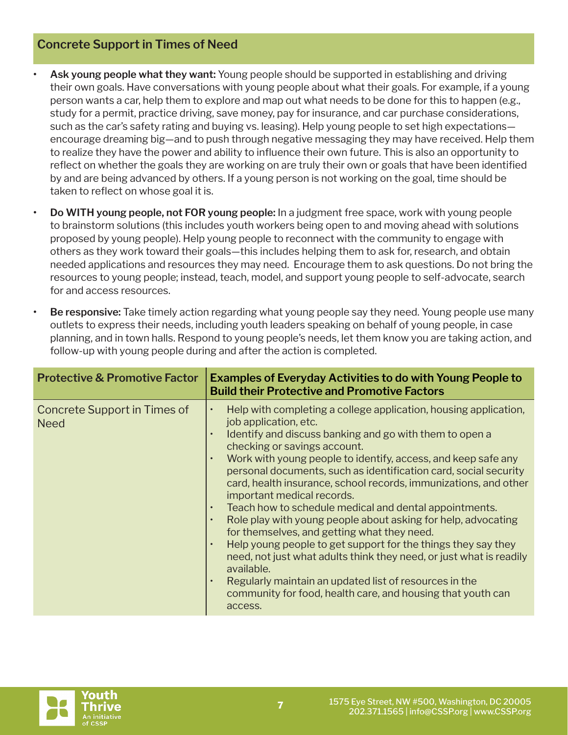## Concrete Support in Times of Need

- **Ask young people what they want:** Young people should be supported in establishing and driving their own goals. Have conversations with young people about what their goals. For example, if a young person wants a car, help them to explore and map out what needs to be done for this to happen (e.g., study for a permit, practice driving, save money, pay for insurance, and car purchase considerations, such as the car's safety rating and buying vs. leasing). Help young people to set high expectations—encourage dreaming big—and to push through negative messaging they may have received. Help them to realize they have the power and ability to influence their own future. This is also an opportunity to reflect on whether the goals they are working on are truly their own or goals that have been identified by and are being advanced by others. If a young person is not working on the goal, time should be taken to reflect on whose goal it is.
- **Do WITH young people, not FOR young people:** In a judgment free space, work with young people to brainstorm solutions (this includes youth workers being open to and moving ahead with solutions proposed by young people). Help young people to reconnect with the community to engage with others as they work toward their goals—this includes helping them to ask for, research, and obtain needed applications and resources they may need. Encourage them to ask questions. Do not bring the resources to young people; instead, teach, model, and support young people to self-advocate, search for and access resources.
- **Be responsive:** Take timely action regarding what young people say they need. Young people use many outlets to express their needs, including youth leaders speaking on behalf of young people, in case planning, and in town halls. Respond to young people's needs, let them know you are taking action, and follow-up with young people during and after the action is completed.

| Protective & Promotive Factor | Examples of Everyday Activities to do with Young People to Build their Protective and Promotive Factors |
|---|---|
| Concrete Support in Times of Need | • Help with completing a college application, housing application, job application, etc.<br>• Identify and discuss banking and go with them to open a checking or savings account.<br>• Work with young people to identify, access, and keep safe any personal documents, such as identification card, social security card, health insurance, school records, immunizations, and other important medical records.<br>• Teach how to schedule medical and dental appointments.<br>• Role play with young people about asking for help, advocating for themselves, and getting what they need.<br>• Help young people to get support for the things they say they need, not just what adults think they need, or just what is readily available.<br>• Regularly maintain an updated list of resources in the community for food, health care, and housing that youth can access. |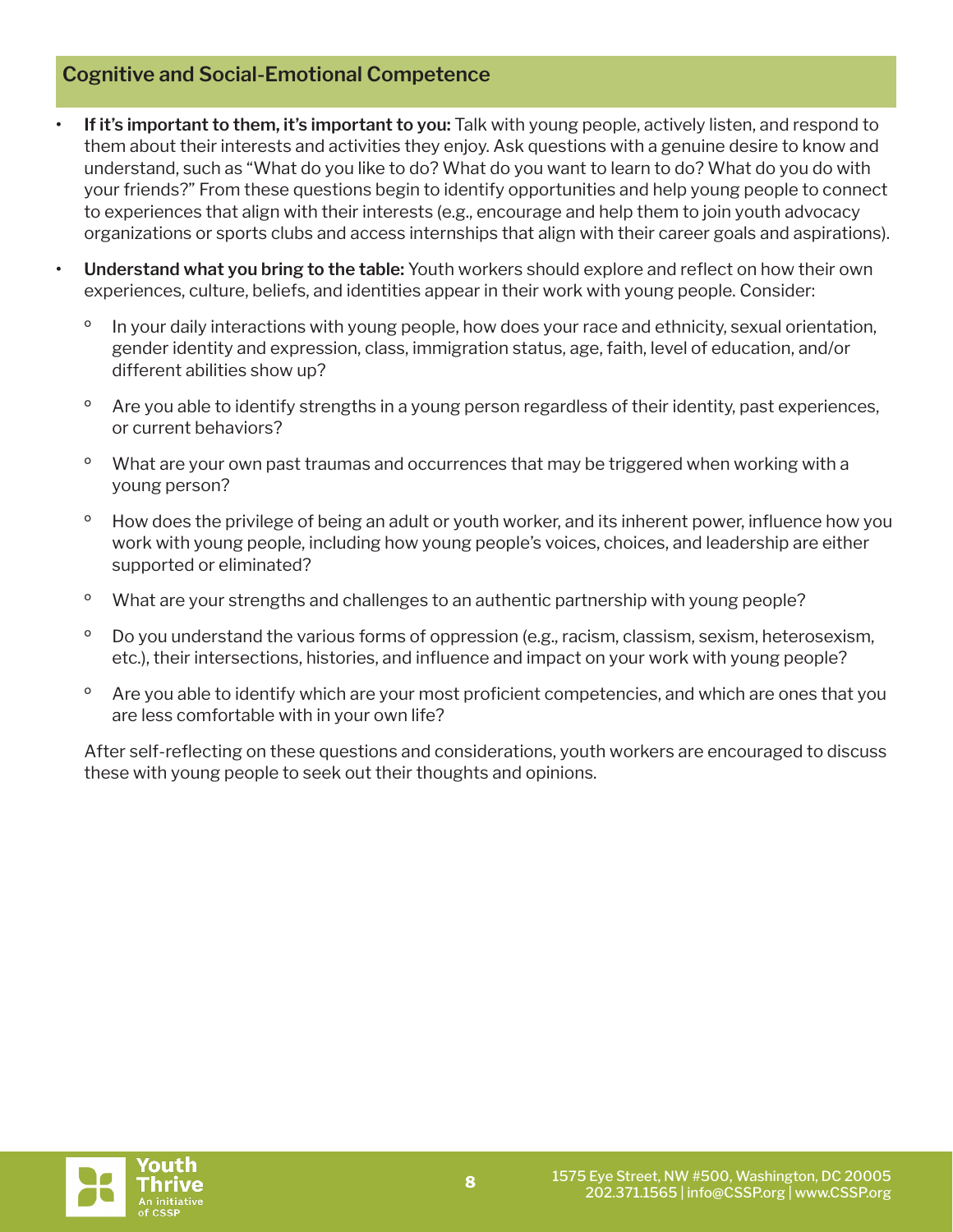## Cognitive and Social-Emotional Competence

- **If it's important to them, it's important to you:** Talk with young people, actively listen, and respond to them about their interests and activities they enjoy. Ask questions with a genuine desire to know and understand, such as "What do you like to do? What do you want to learn to do? What do you do with your friends?" From these questions begin to identify opportunities and help young people to connect to experiences that align with their interests (e.g., encourage and help them to join youth advocacy organizations or sports clubs and access internships that align with their career goals and aspirations).
- **Understand what you bring to the table:** Youth workers should explore and reflect on how their own experiences, culture, beliefs, and identities appear in their work with young people. Consider:
    - In your daily interactions with young people, how does your race and ethnicity, sexual orientation, gender identity and expression, class, immigration status, age, faith, level of education, and/or different abilities show up?
    - Are you able to identify strengths in a young person regardless of their identity, past experiences, or current behaviors?
    - What are your own past traumas and occurrences that may be triggered when working with a young person?
    - How does the privilege of being an adult or youth worker, and its inherent power, influence how you work with young people, including how young people's voices, choices, and leadership are either supported or eliminated?
    - What are your strengths and challenges to an authentic partnership with young people?
    - Do you understand the various forms of oppression (e.g., racism, classism, sexism, heterosexism, etc.), their intersections, histories, and influence and impact on your work with young people?
    - Are you able to identify which are your most proficient competencies, and which are ones that you are less comfortable with in your own life?

  After self-reflecting on these questions and considerations, youth workers are encouraged to discuss these with young people to seek out their thoughts and opinions.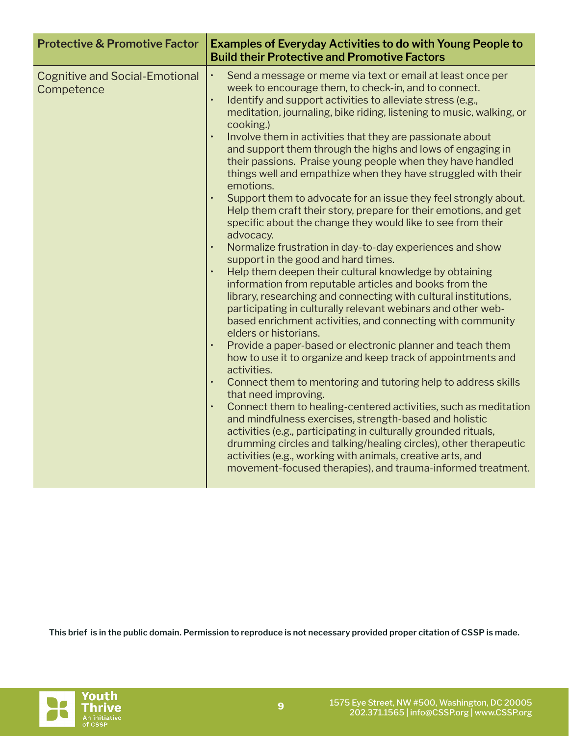| Protective & Promotive Factor | Examples of Everyday Activities to do with Young People to Build their Protective and Promotive Factors |
|---|---|
| Cognitive and Social-Emotional Competence | • Send a message or meme via text or email at least once per week to encourage them, to check-in, and to connect.<br>• Identify and support activities to alleviate stress (e.g., meditation, journaling, bike riding, listening to music, walking, or cooking.)<br>• Involve them in activities that they are passionate about and support them through the highs and lows of engaging in their passions. Praise young people when they have handled things well and empathize when they have struggled with their emotions.<br>• Support them to advocate for an issue they feel strongly about. Help them craft their story, prepare for their emotions, and get specific about the change they would like to see from their advocacy.<br>• Normalize frustration in day-to-day experiences and show support in the good and hard times.<br>• Help them deepen their cultural knowledge by obtaining information from reputable articles and books from the library, researching and connecting with cultural institutions, participating in culturally relevant webinars and other web-based enrichment activities, and connecting with community elders or historians.<br>• Provide a paper-based or electronic planner and teach them how to use it to organize and keep track of appointments and activities.<br>• Connect them to mentoring and tutoring help to address skills that need improving.<br>• Connect them to healing-centered activities, such as meditation and mindfulness exercises, strength-based and holistic activities (e.g., participating in culturally grounded rituals, drumming circles and talking/healing circles), other therapeutic activities (e.g., working with animals, creative arts, and movement-focused therapies), and trauma-informed treatment. |

**This brief is in the public domain. Permission to reproduce is not necessary provided proper citation of CSSP is made.**

Youth Thrive
An initiative of CSSP

1575 Eye Street, NW #500, Washington, DC 20005
202.371.1565 | info@CSSP.org | www.CSSP.org